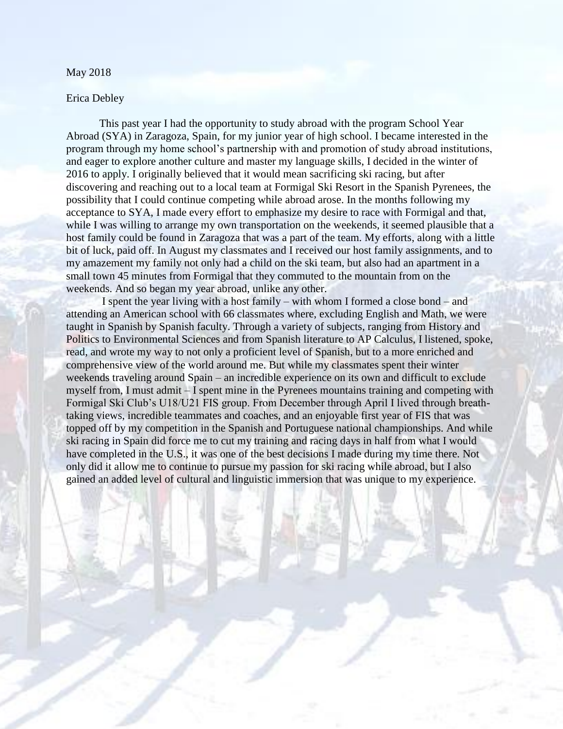May 2018

Erica Debley

This past year I had the opportunity to study abroad with the program School Year Abroad (SYA) in Zaragoza, Spain, for my junior year of high school. I became interested in the program through my home school's partnership with and promotion of study abroad institutions, and eager to explore another culture and master my language skills, I decided in the winter of 2016 to apply. I originally believed that it would mean sacrificing ski racing, but after discovering and reaching out to a local team at Formigal Ski Resort in the Spanish Pyrenees, the possibility that I could continue competing while abroad arose. In the months following my acceptance to SYA, I made every effort to emphasize my desire to race with Formigal and that, while I was willing to arrange my own transportation on the weekends, it seemed plausible that a host family could be found in Zaragoza that was a part of the team. My efforts, along with a little bit of luck, paid off. In August my classmates and I received our host family assignments, and to my amazement my family not only had a child on the ski team, but also had an apartment in a small town 45 minutes from Formigal that they commuted to the mountain from on the weekends. And so began my year abroad, unlike any other.

I spent the year living with a host family – with whom I formed a close bond – and attending an American school with 66 classmates where, excluding English and Math, we were taught in Spanish by Spanish faculty. Through a variety of subjects, ranging from History and Politics to Environmental Sciences and from Spanish literature to AP Calculus, I listened, spoke, read, and wrote my way to not only a proficient level of Spanish, but to a more enriched and comprehensive view of the world around me. But while my classmates spent their winter weekends traveling around Spain – an incredible experience on its own and difficult to exclude myself from, I must admit – I spent mine in the Pyrenees mountains training and competing with Formigal Ski Club's U18/U21 FIS group. From December through April I lived through breath-taking views, incredible teammates and coaches, and an enjoyable first year of FIS that was topped off by my competition in the Spanish and Portuguese national championships. And while ski racing in Spain did force me to cut my training and racing days in half from what I would have completed in the U.S., it was one of the best decisions I made during my time there. Not only did it allow me to continue to pursue my passion for ski racing while abroad, but I also gained an added level of cultural and linguistic immersion that was unique to my experience.